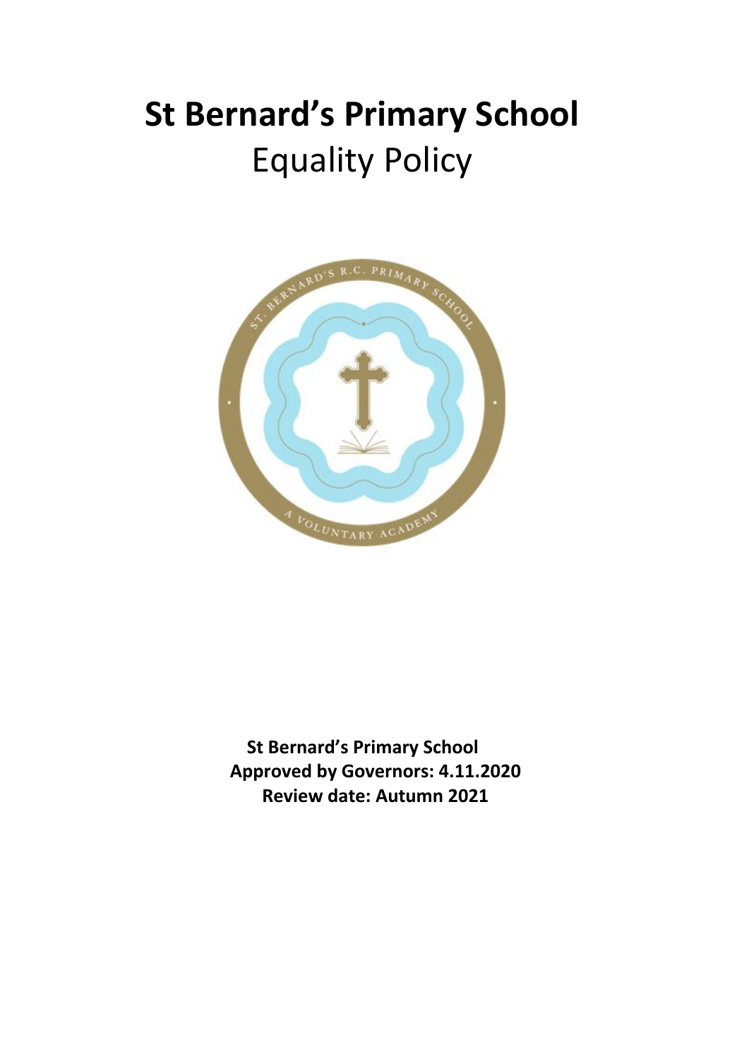# St Bernard's Primary School

## Equality Policy

**St Bernard's Primary School**
**Approved by Governors: 4.11.2020**
**Review date: Autumn 2021**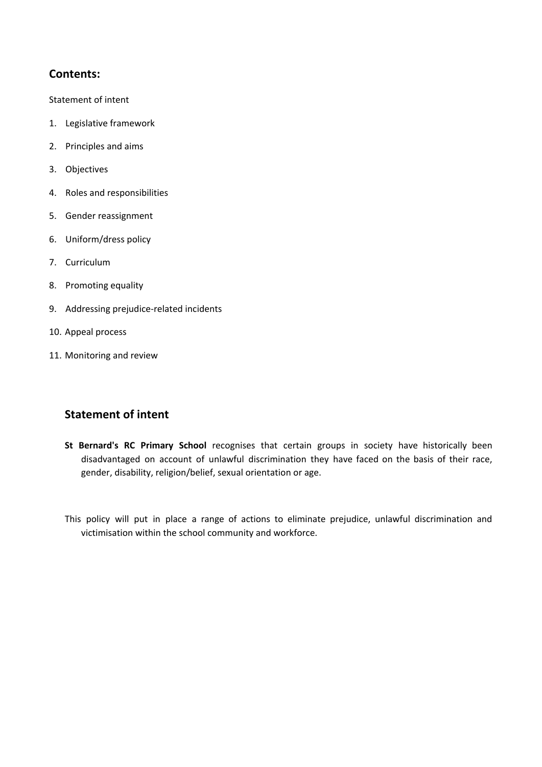## Contents:

Statement of intent

1. Legislative framework
2. Principles and aims
3. Objectives
4. Roles and responsibilities
5. Gender reassignment
6. Uniform/dress policy
7. Curriculum
8. Promoting equality
9. Addressing prejudice-related incidents
10. Appeal process
11. Monitoring and review

## Statement of intent

**St Bernard's RC Primary School** recognises that certain groups in society have historically been disadvantaged on account of unlawful discrimination they have faced on the basis of their race, gender, disability, religion/belief, sexual orientation or age.

This policy will put in place a range of actions to eliminate prejudice, unlawful discrimination and victimisation within the school community and workforce.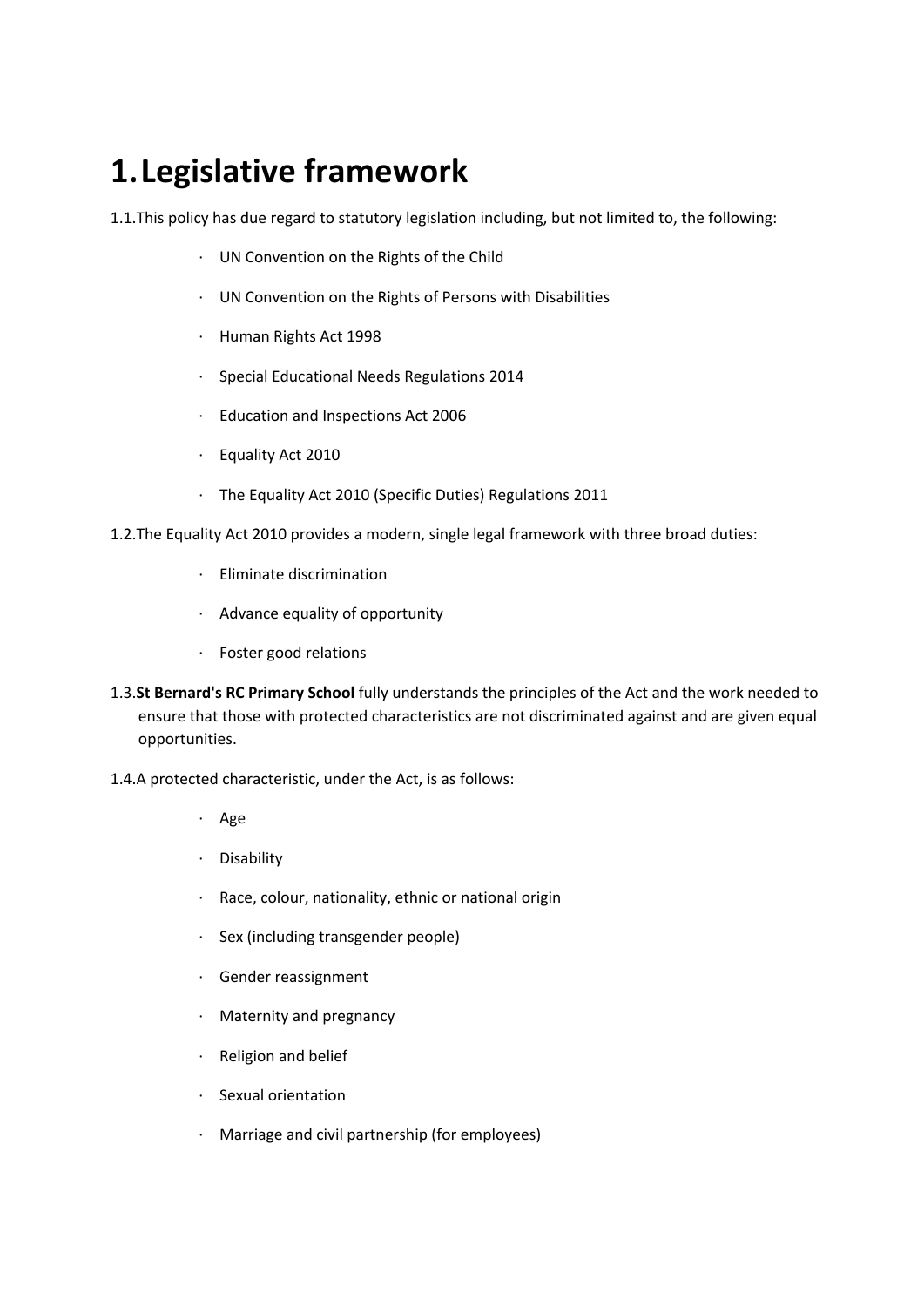# 1. Legislative framework

1.1. This policy has due regard to statutory legislation including, but not limited to, the following:

- UN Convention on the Rights of the Child
- UN Convention on the Rights of Persons with Disabilities
- Human Rights Act 1998
- Special Educational Needs Regulations 2014
- Education and Inspections Act 2006
- Equality Act 2010
- The Equality Act 2010 (Specific Duties) Regulations 2011

1.2. The Equality Act 2010 provides a modern, single legal framework with three broad duties:

- Eliminate discrimination
- Advance equality of opportunity
- Foster good relations

1.3. **St Bernard's RC Primary School** fully understands the principles of the Act and the work needed to ensure that those with protected characteristics are not discriminated against and are given equal opportunities.

1.4. A protected characteristic, under the Act, is as follows:

- Age
- Disability
- Race, colour, nationality, ethnic or national origin
- Sex (including transgender people)
- Gender reassignment
- Maternity and pregnancy
- Religion and belief
- Sexual orientation
- Marriage and civil partnership (for employees)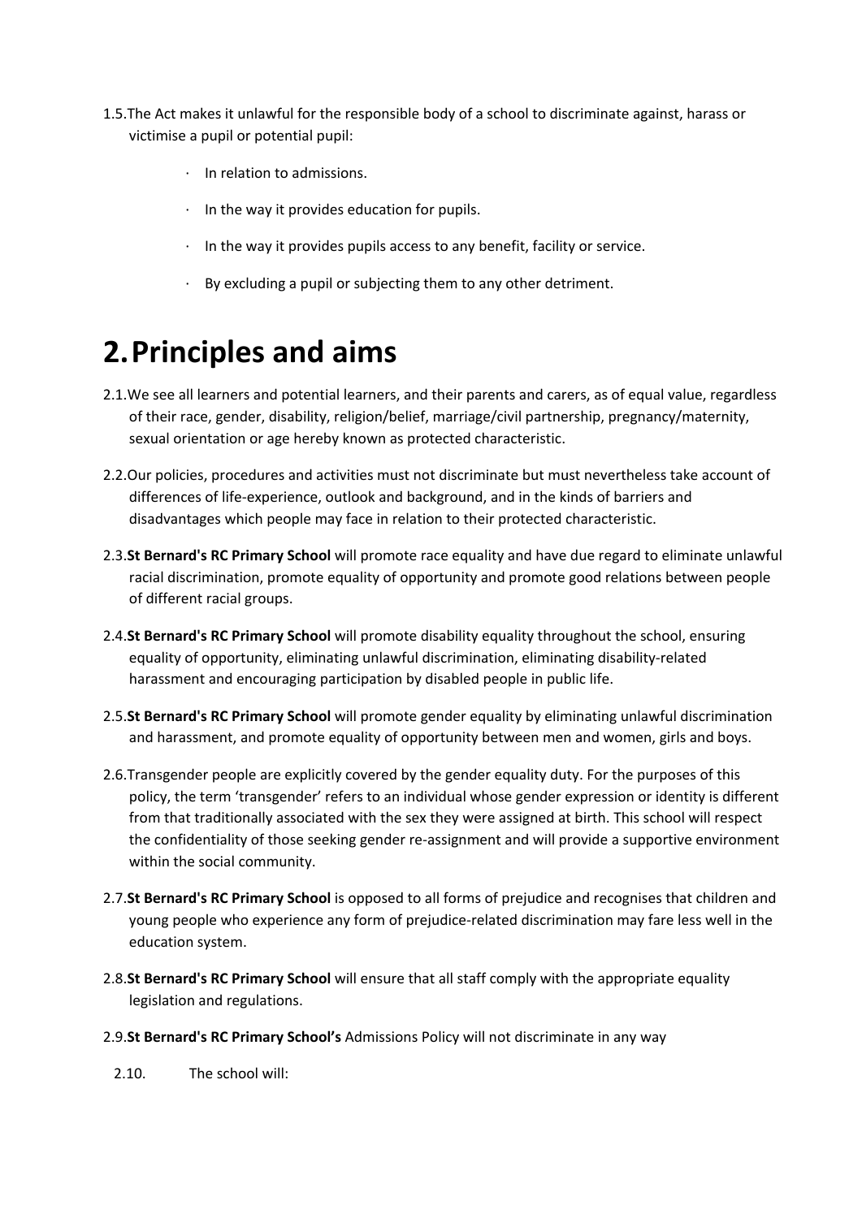1.5. The Act makes it unlawful for the responsible body of a school to discriminate against, harass or victimise a pupil or potential pupil:

- In relation to admissions.
- In the way it provides education for pupils.
- In the way it provides pupils access to any benefit, facility or service.
- By excluding a pupil or subjecting them to any other detriment.

# 2. Principles and aims

2.1. We see all learners and potential learners, and their parents and carers, as of equal value, regardless of their race, gender, disability, religion/belief, marriage/civil partnership, pregnancy/maternity, sexual orientation or age hereby known as protected characteristic.

2.2. Our policies, procedures and activities must not discriminate but must nevertheless take account of differences of life-experience, outlook and background, and in the kinds of barriers and disadvantages which people may face in relation to their protected characteristic.

2.3. **St Bernard's RC Primary School** will promote race equality and have due regard to eliminate unlawful racial discrimination, promote equality of opportunity and promote good relations between people of different racial groups.

2.4. **St Bernard's RC Primary School** will promote disability equality throughout the school, ensuring equality of opportunity, eliminating unlawful discrimination, eliminating disability-related harassment and encouraging participation by disabled people in public life.

2.5. **St Bernard's RC Primary School** will promote gender equality by eliminating unlawful discrimination and harassment, and promote equality of opportunity between men and women, girls and boys.

2.6. Transgender people are explicitly covered by the gender equality duty. For the purposes of this policy, the term 'transgender' refers to an individual whose gender expression or identity is different from that traditionally associated with the sex they were assigned at birth. This school will respect the confidentiality of those seeking gender re-assignment and will provide a supportive environment within the social community.

2.7. **St Bernard's RC Primary School** is opposed to all forms of prejudice and recognises that children and young people who experience any form of prejudice-related discrimination may fare less well in the education system.

2.8. **St Bernard's RC Primary School** will ensure that all staff comply with the appropriate equality legislation and regulations.

2.9. **St Bernard's RC Primary School's** Admissions Policy will not discriminate in any way

2.10. The school will: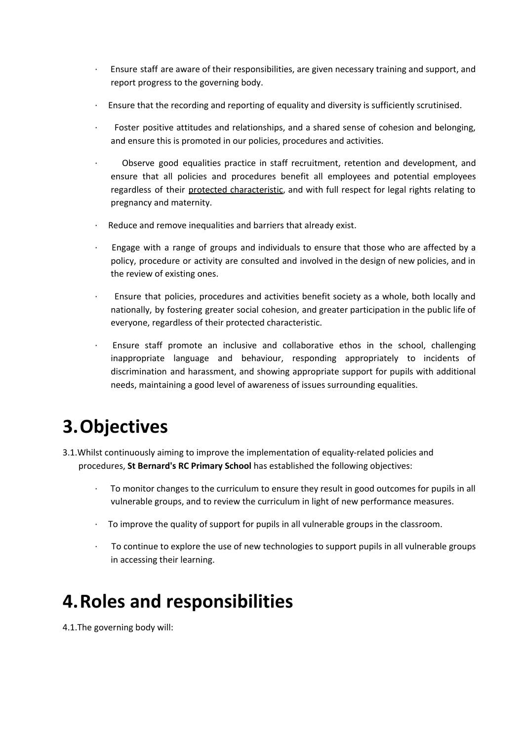- Ensure staff are aware of their responsibilities, are given necessary training and support, and report progress to the governing body.
- Ensure that the recording and reporting of equality and diversity is sufficiently scrutinised.
- Foster positive attitudes and relationships, and a shared sense of cohesion and belonging, and ensure this is promoted in our policies, procedures and activities.
- Observe good equalities practice in staff recruitment, retention and development, and ensure that all policies and procedures benefit all employees and potential employees regardless of their protected characteristic, and with full respect for legal rights relating to pregnancy and maternity.
- Reduce and remove inequalities and barriers that already exist.
- Engage with a range of groups and individuals to ensure that those who are affected by a policy, procedure or activity are consulted and involved in the design of new policies, and in the review of existing ones.
- Ensure that policies, procedures and activities benefit society as a whole, both locally and nationally, by fostering greater social cohesion, and greater participation in the public life of everyone, regardless of their protected characteristic.
- Ensure staff promote an inclusive and collaborative ethos in the school, challenging inappropriate language and behaviour, responding appropriately to incidents of discrimination and harassment, and showing appropriate support for pupils with additional needs, maintaining a good level of awareness of issues surrounding equalities.

# 3. Objectives

3.1. Whilst continuously aiming to improve the implementation of equality-related policies and procedures, **St Bernard's RC Primary School** has established the following objectives:

- To monitor changes to the curriculum to ensure they result in good outcomes for pupils in all vulnerable groups, and to review the curriculum in light of new performance measures.
- To improve the quality of support for pupils in all vulnerable groups in the classroom.
- To continue to explore the use of new technologies to support pupils in all vulnerable groups in accessing their learning.

# 4. Roles and responsibilities

4.1. The governing body will: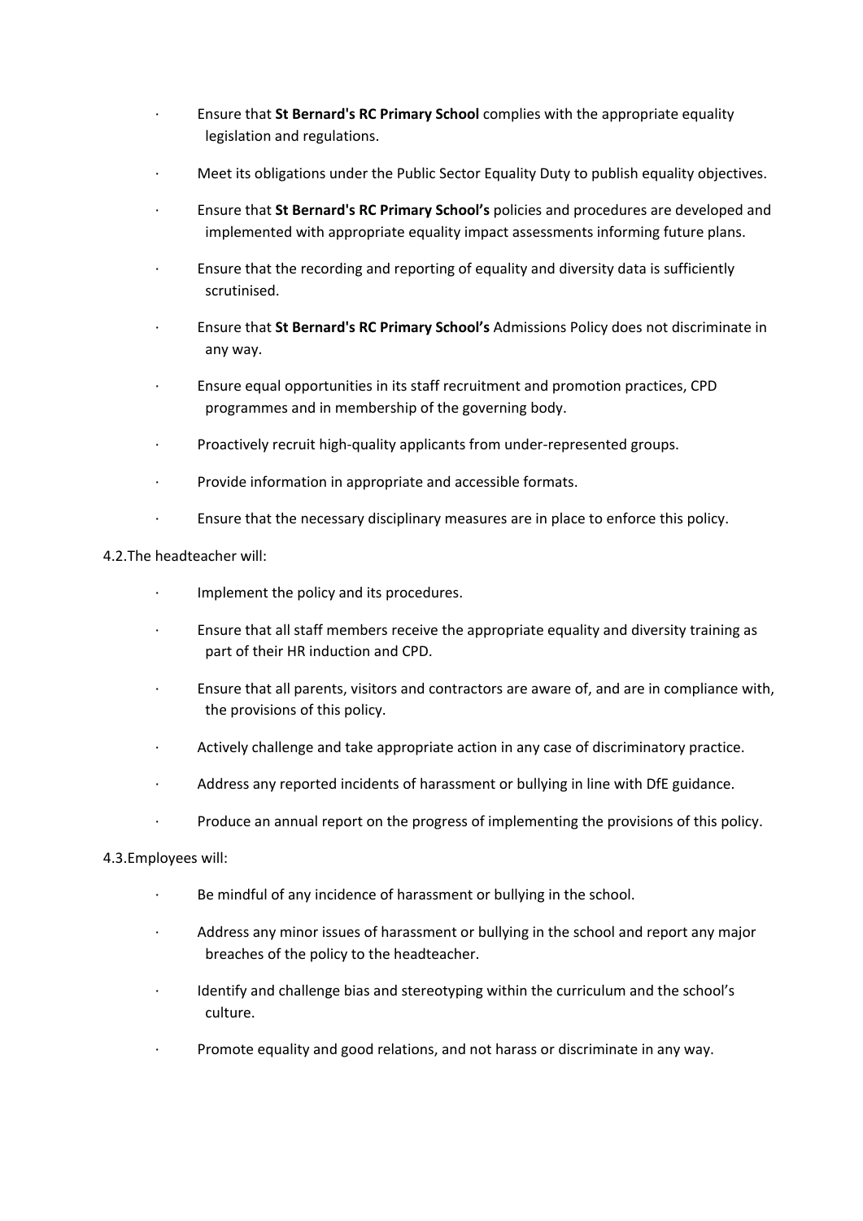- Ensure that **St Bernard's RC Primary School** complies with the appropriate equality legislation and regulations.
- Meet its obligations under the Public Sector Equality Duty to publish equality objectives.
- Ensure that **St Bernard's RC Primary School's** policies and procedures are developed and implemented with appropriate equality impact assessments informing future plans.
- Ensure that the recording and reporting of equality and diversity data is sufficiently scrutinised.
- Ensure that **St Bernard's RC Primary School's** Admissions Policy does not discriminate in any way.
- Ensure equal opportunities in its staff recruitment and promotion practices, CPD programmes and in membership of the governing body.
- Proactively recruit high-quality applicants from under-represented groups.
- Provide information in appropriate and accessible formats.
- Ensure that the necessary disciplinary measures are in place to enforce this policy.

4.2.The headteacher will:

- Implement the policy and its procedures.
- Ensure that all staff members receive the appropriate equality and diversity training as part of their HR induction and CPD.
- Ensure that all parents, visitors and contractors are aware of, and are in compliance with, the provisions of this policy.
- Actively challenge and take appropriate action in any case of discriminatory practice.
- Address any reported incidents of harassment or bullying in line with DfE guidance.
- Produce an annual report on the progress of implementing the provisions of this policy.

4.3.Employees will:

- Be mindful of any incidence of harassment or bullying in the school.
- Address any minor issues of harassment or bullying in the school and report any major breaches of the policy to the headteacher.
- Identify and challenge bias and stereotyping within the curriculum and the school's culture.
- Promote equality and good relations, and not harass or discriminate in any way.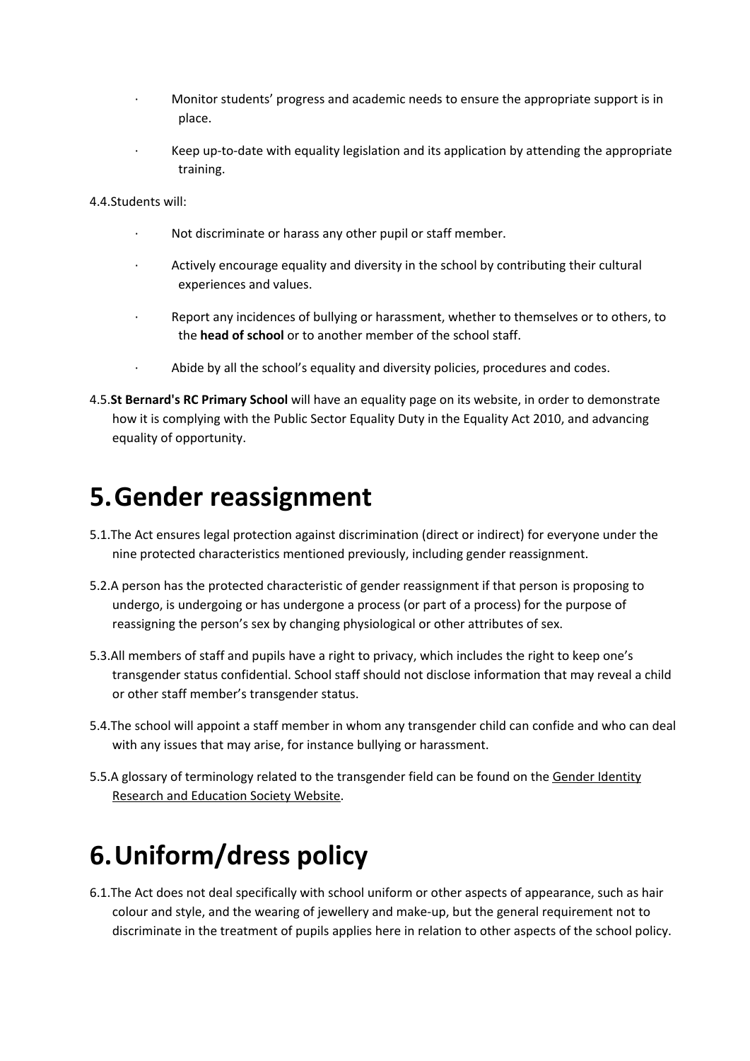- Monitor students' progress and academic needs to ensure the appropriate support is in place.
- Keep up-to-date with equality legislation and its application by attending the appropriate training.

4.4. Students will:

- Not discriminate or harass any other pupil or staff member.
- Actively encourage equality and diversity in the school by contributing their cultural experiences and values.
- Report any incidences of bullying or harassment, whether to themselves or to others, to the **head of school** or to another member of the school staff.
- Abide by all the school's equality and diversity policies, procedures and codes.

4.5. **St Bernard's RC Primary School** will have an equality page on its website, in order to demonstrate how it is complying with the Public Sector Equality Duty in the Equality Act 2010, and advancing equality of opportunity.

# 5. Gender reassignment

5.1. The Act ensures legal protection against discrimination (direct or indirect) for everyone under the nine protected characteristics mentioned previously, including gender reassignment.

5.2. A person has the protected characteristic of gender reassignment if that person is proposing to undergo, is undergoing or has undergone a process (or part of a process) for the purpose of reassigning the person's sex by changing physiological or other attributes of sex.

5.3. All members of staff and pupils have a right to privacy, which includes the right to keep one's transgender status confidential. School staff should not disclose information that may reveal a child or other staff member's transgender status.

5.4. The school will appoint a staff member in whom any transgender child can confide and who can deal with any issues that may arise, for instance bullying or harassment.

5.5. A glossary of terminology related to the transgender field can be found on the Gender Identity Research and Education Society Website.

# 6. Uniform/dress policy

6.1. The Act does not deal specifically with school uniform or other aspects of appearance, such as hair colour and style, and the wearing of jewellery and make-up, but the general requirement not to discriminate in the treatment of pupils applies here in relation to other aspects of the school policy.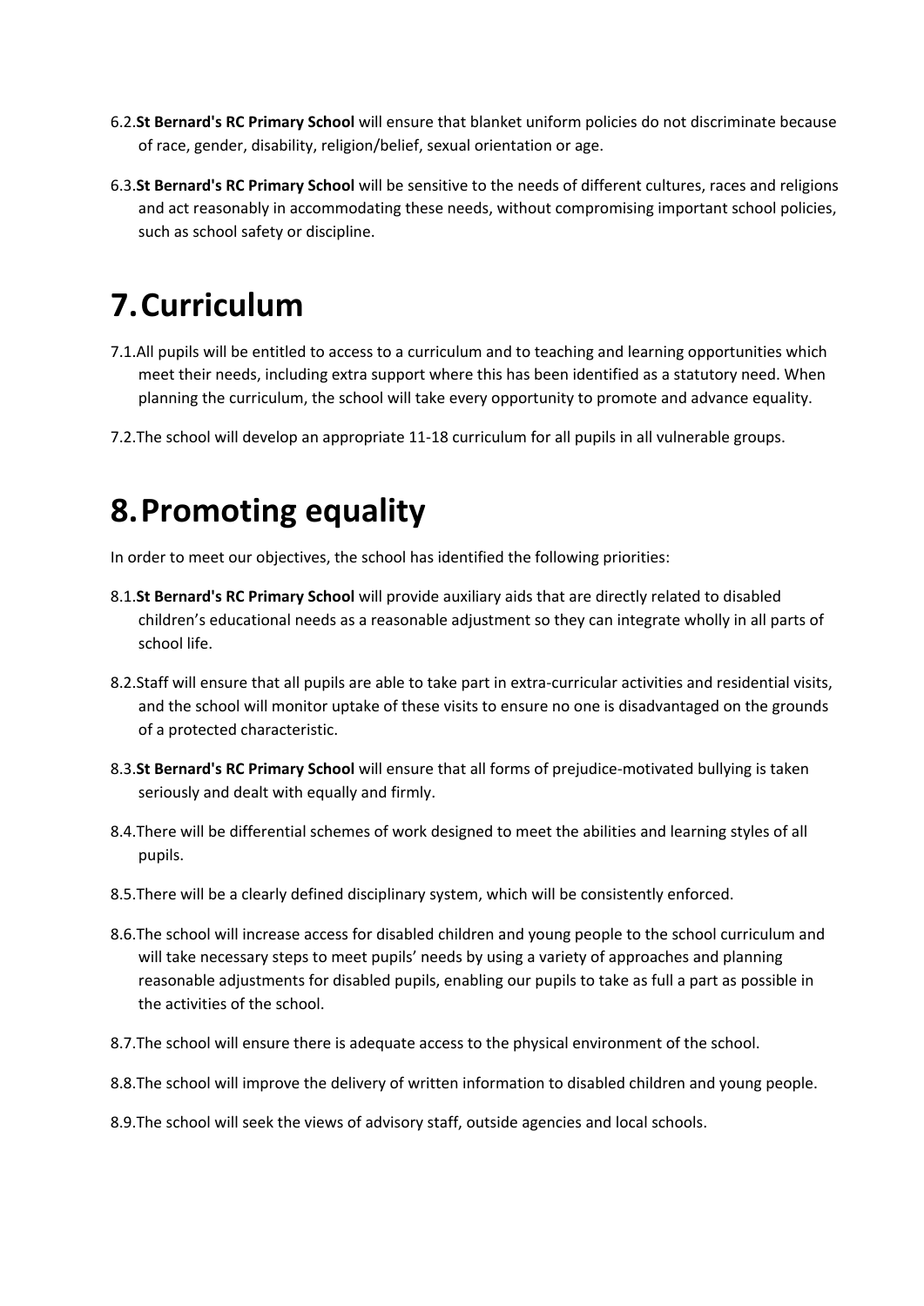6.2. **St Bernard's RC Primary School** will ensure that blanket uniform policies do not discriminate because of race, gender, disability, religion/belief, sexual orientation or age.

6.3. **St Bernard's RC Primary School** will be sensitive to the needs of different cultures, races and religions and act reasonably in accommodating these needs, without compromising important school policies, such as school safety or discipline.

# 7. Curriculum

7.1. All pupils will be entitled to access to a curriculum and to teaching and learning opportunities which meet their needs, including extra support where this has been identified as a statutory need. When planning the curriculum, the school will take every opportunity to promote and advance equality.

7.2. The school will develop an appropriate 11-18 curriculum for all pupils in all vulnerable groups.

# 8. Promoting equality

In order to meet our objectives, the school has identified the following priorities:

8.1. **St Bernard's RC Primary School** will provide auxiliary aids that are directly related to disabled children's educational needs as a reasonable adjustment so they can integrate wholly in all parts of school life.

8.2. Staff will ensure that all pupils are able to take part in extra-curricular activities and residential visits, and the school will monitor uptake of these visits to ensure no one is disadvantaged on the grounds of a protected characteristic.

8.3. **St Bernard's RC Primary School** will ensure that all forms of prejudice-motivated bullying is taken seriously and dealt with equally and firmly.

8.4. There will be differential schemes of work designed to meet the abilities and learning styles of all pupils.

8.5. There will be a clearly defined disciplinary system, which will be consistently enforced.

8.6. The school will increase access for disabled children and young people to the school curriculum and will take necessary steps to meet pupils' needs by using a variety of approaches and planning reasonable adjustments for disabled pupils, enabling our pupils to take as full a part as possible in the activities of the school.

8.7. The school will ensure there is adequate access to the physical environment of the school.

8.8. The school will improve the delivery of written information to disabled children and young people.

8.9. The school will seek the views of advisory staff, outside agencies and local schools.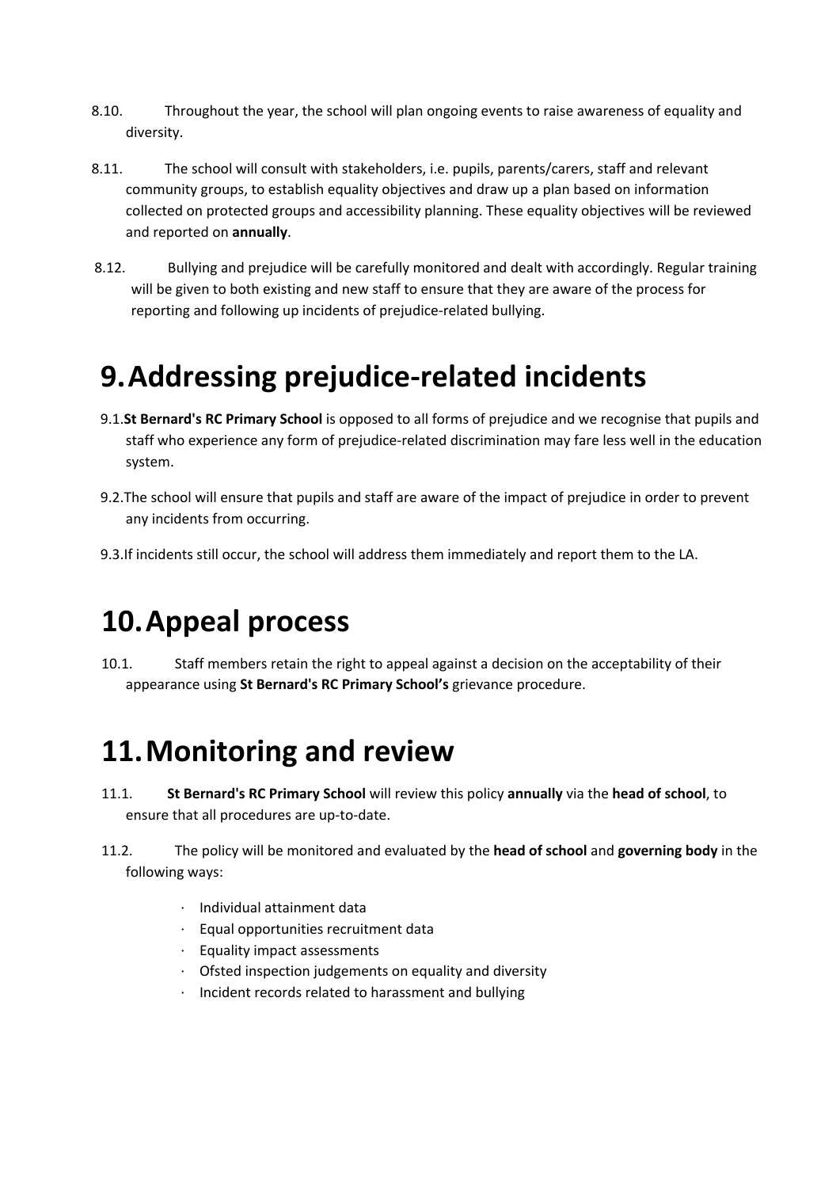8.10. Throughout the year, the school will plan ongoing events to raise awareness of equality and diversity.

8.11. The school will consult with stakeholders, i.e. pupils, parents/carers, staff and relevant community groups, to establish equality objectives and draw up a plan based on information collected on protected groups and accessibility planning. These equality objectives will be reviewed and reported on **annually**.

8.12. Bullying and prejudice will be carefully monitored and dealt with accordingly. Regular training will be given to both existing and new staff to ensure that they are aware of the process for reporting and following up incidents of prejudice-related bullying.

# 9. Addressing prejudice-related incidents

9.1. **St Bernard's RC Primary School** is opposed to all forms of prejudice and we recognise that pupils and staff who experience any form of prejudice-related discrimination may fare less well in the education system.

9.2. The school will ensure that pupils and staff are aware of the impact of prejudice in order to prevent any incidents from occurring.

9.3. If incidents still occur, the school will address them immediately and report them to the LA.

# 10. Appeal process

10.1. Staff members retain the right to appeal against a decision on the acceptability of their appearance using **St Bernard's RC Primary School's** grievance procedure.

# 11. Monitoring and review

11.1. **St Bernard's RC Primary School** will review this policy **annually** via the **head of school**, to ensure that all procedures are up-to-date.

11.2. The policy will be monitored and evaluated by the **head of school** and **governing body** in the following ways:

- Individual attainment data
- Equal opportunities recruitment data
- Equality impact assessments
- Ofsted inspection judgements on equality and diversity
- Incident records related to harassment and bullying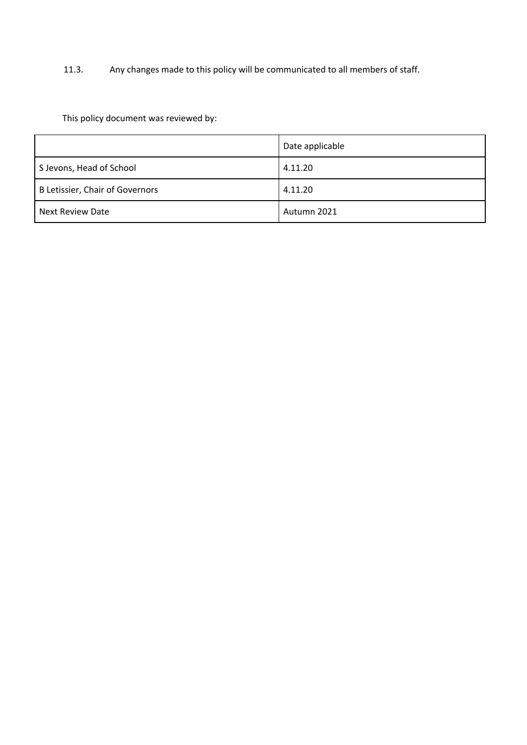11.3. Any changes made to this policy will be communicated to all members of staff.

This policy document was reviewed by:

| | Date applicable |
|---|---|
| S Jevons, Head of School | 4.11.20 |
| B Letissier, Chair of Governors | 4.11.20 |
| Next Review Date | Autumn 2021 |